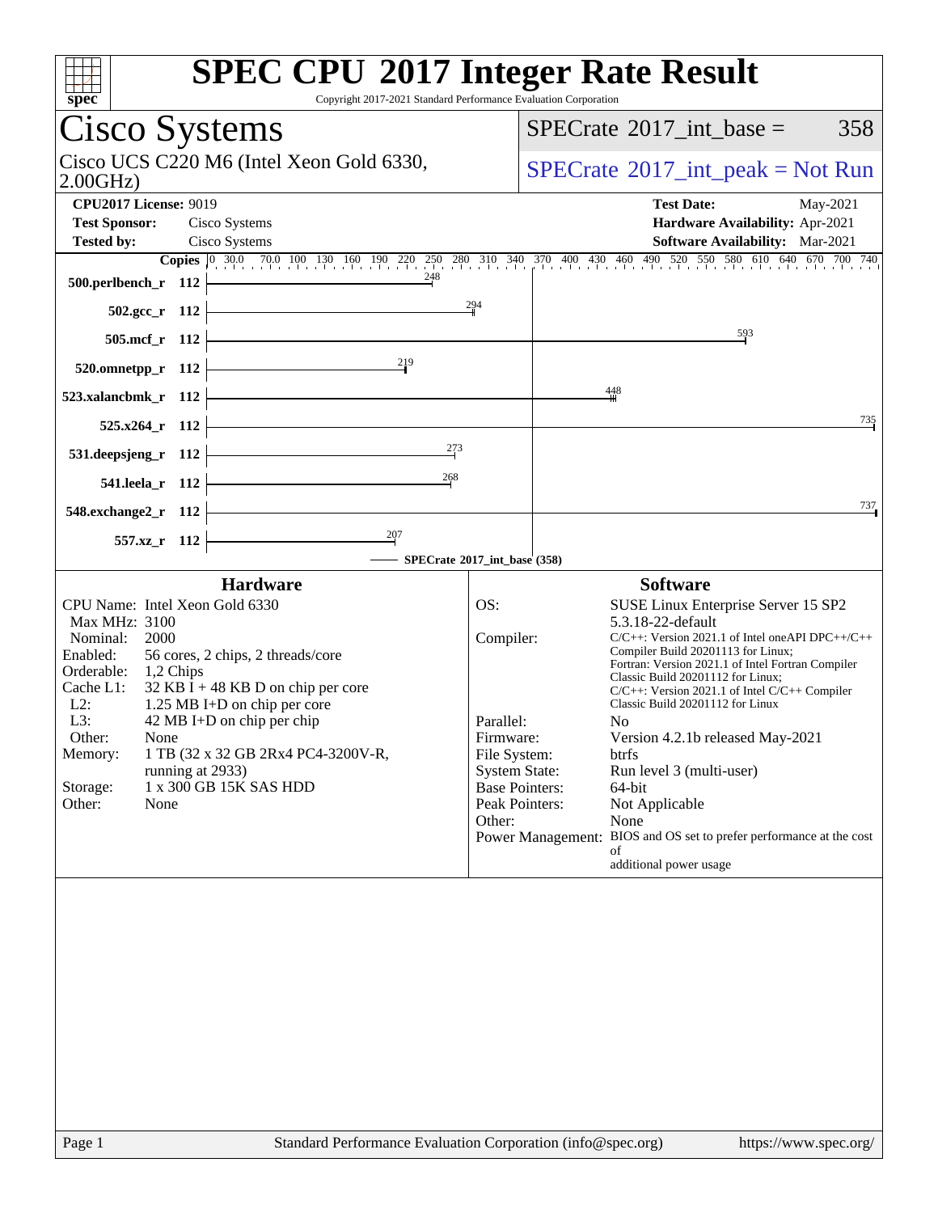# SPEC CPU 2017 Integer Rate Result

Copyright 2017-2021 Standard Performance Evaluation Corporation

## Cisco Systems

Cisco UCS C220 M6 (Intel Xeon Gold 6330, 2.00GHz)

SPECrate 2017_int_base = 358

SPECrate 2017_int_peak = Not Run

**CPU2017 License:** 9019
**Test Sponsor:** Cisco Systems
**Tested by:** Cisco Systems

**Test Date:** May-2021
**Hardware Availability:** Apr-2021
**Software Availability:** Mar-2021

| Benchmark | Copies | SPECrate 2017_int_base |
|---|---|---|
| 500.perlbench_r | 112 | 248 |
| 502.gcc_r | 112 | 294 |
| 505.mcf_r | 112 | 593 |
| 520.omnetpp_r | 112 | 219 |
| 523.xalancbmk_r | 112 | 448 |
| 525.x264_r | 112 | 735 |
| 531.deepsjeng_r | 112 | 273 |
| 541.leela_r | 112 | 268 |
| 548.exchange2_r | 112 | 737 |
| 557.xz_r | 112 | 207 |

SPECrate 2017_int_base (358)

### Hardware

| | |
|---|---|
| CPU Name: | Intel Xeon Gold 6330 |
| Max MHz: | 3100 |
| Nominal: | 2000 |
| Enabled: | 56 cores, 2 chips, 2 threads/core |
| Orderable: | 1,2 Chips |
| Cache L1: | 32 KB I + 48 KB D on chip per core |
| L2: | 1.25 MB I+D on chip per core |
| L3: | 42 MB I+D on chip per chip |
| Other: | None |
| Memory: | 1 TB (32 x 32 GB 2Rx4 PC4-3200V-R, running at 2933) |
| Storage: | 1 x 300 GB 15K SAS HDD |
| Other: | None |

### Software

| | |
|---|---|
| OS: | SUSE Linux Enterprise Server 15 SP2 5.3.18-22-default |
| Compiler: | C/C++: Version 2021.1 of Intel oneAPI DPC++/C++ Compiler Build 20201113 for Linux; Fortran: Version 2021.1 of Intel Fortran Compiler Classic Build 20201112 for Linux; C/C++: Version 2021.1 of Intel C/C++ Compiler Classic Build 20201112 for Linux |
| Parallel: | No |
| Firmware: | Version 4.2.1b released May-2021 |
| File System: | btrfs |
| System State: | Run level 3 (multi-user) |
| Base Pointers: | 64-bit |
| Peak Pointers: | Not Applicable |
| Other: | None |
| Power Management: | BIOS and OS set to prefer performance at the cost of additional power usage |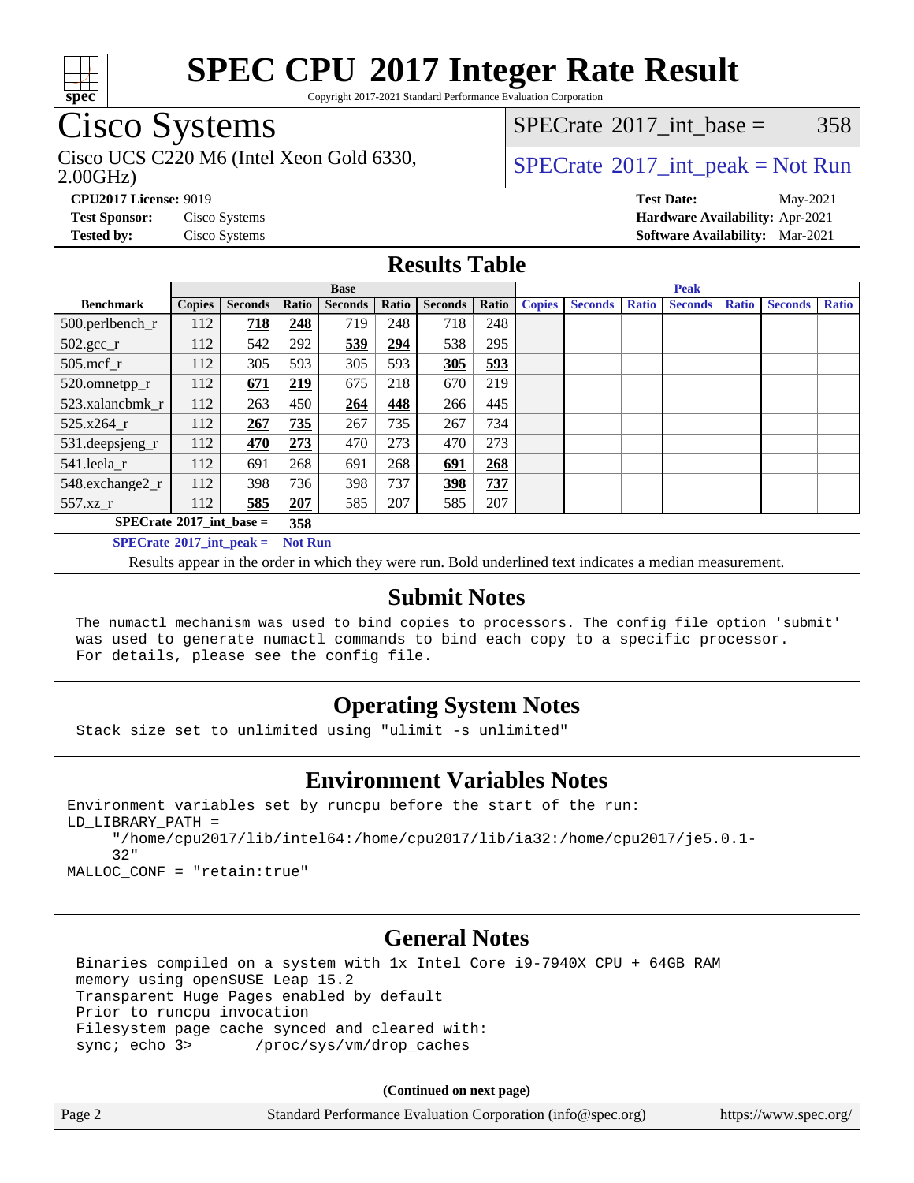# SPEC CPU 2017 Integer Rate Result

Copyright 2017-2021 Standard Performance Evaluation Corporation

## Cisco Systems

Cisco UCS C220 M6 (Intel Xeon Gold 6330, 2.00GHz)

SPECrate 2017_int_base = 358

SPECrate 2017_int_peak = Not Run

**CPU2017 License:** 9019
**Test Sponsor:** Cisco Systems
**Tested by:** Cisco Systems

**Test Date:** May-2021
**Hardware Availability:** Apr-2021
**Software Availability:** Mar-2021

## Results Table

| Benchmark | Base | | | | | | | Peak | | | | | | |
|---|---|---|---|---|---|---|---|---|---|---|---|---|---|---|
| | Copies | Seconds | Ratio | Seconds | Ratio | Seconds | Ratio | Copies | Seconds | Ratio | Seconds | Ratio | Seconds | Ratio |
| 500.perlbench_r | 112 | **718** | **248** | 719 | 248 | 718 | 248 | | | | | | | |
| 502.gcc_r | 112 | 542 | 292 | **539** | **294** | 538 | 295 | | | | | | | |
| 505.mcf_r | 112 | 305 | 593 | 305 | 593 | **305** | **593** | | | | | | | |
| 520.omnetpp_r | 112 | **671** | **219** | 675 | 218 | 670 | 219 | | | | | | | |
| 523.xalancbmk_r | 112 | 263 | 450 | **264** | **448** | 266 | 445 | | | | | | | |
| 525.x264_r | 112 | **267** | **735** | 267 | 735 | 267 | 734 | | | | | | | |
| 531.deepsjeng_r | 112 | **470** | **273** | 470 | 273 | 470 | 273 | | | | | | | |
| 541.leela_r | 112 | 691 | 268 | 691 | 268 | **691** | **268** | | | | | | | |
| 548.exchange2_r | 112 | 398 | 736 | 398 | 737 | **398** | **737** | | | | | | | |
| 557.xz_r | 112 | **585** | **207** | 585 | 207 | 585 | 207 | | | | | | | |

**SPECrate 2017_int_base = 358**

**SPECrate 2017_int_peak = Not Run**

Results appear in the order in which they were run. Bold underlined text indicates a median measurement.

## Submit Notes

```
The numactl mechanism was used to bind copies to processors. The config file option 'submit'
was used to generate numactl commands to bind each copy to a specific processor.
For details, please see the config file.
```

## Operating System Notes

```
Stack size set to unlimited using "ulimit -s unlimited"
```

## Environment Variables Notes

```
Environment variables set by runcpu before the start of the run:
LD_LIBRARY_PATH =
     "/home/cpu2017/lib/intel64:/home/cpu2017/lib/ia32:/home/cpu2017/je5.0.1-
     32"
MALLOC_CONF = "retain:true"
```

## General Notes

```
Binaries compiled on a system with 1x Intel Core i9-7940X CPU + 64GB RAM
memory using openSUSE Leap 15.2
Transparent Huge Pages enabled by default
Prior to runcpu invocation
Filesystem page cache synced and cleared with:
sync; echo 3>       /proc/sys/vm/drop_caches
```

**(Continued on next page)**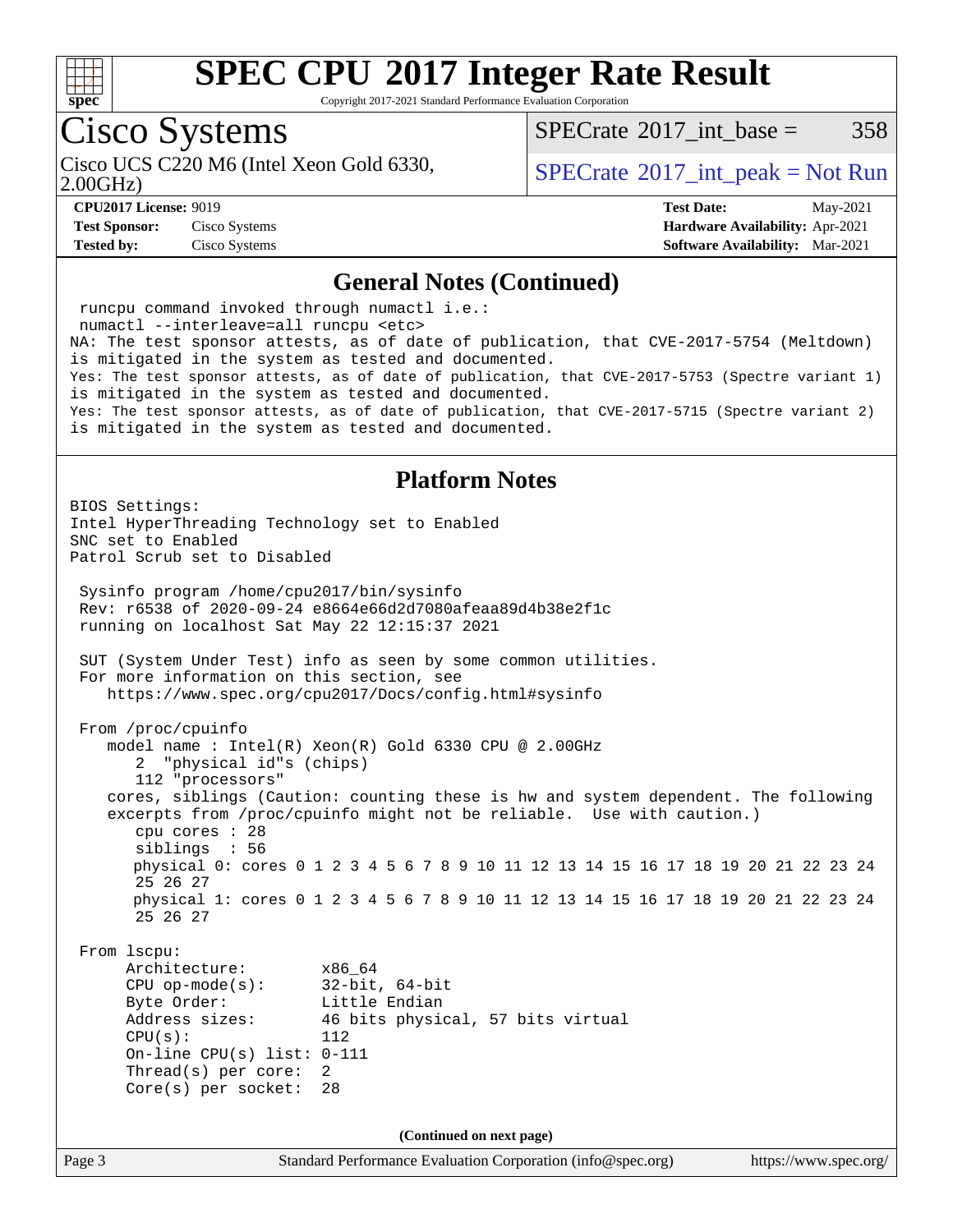# SPEC CPU 2017 Integer Rate Result

Copyright 2017-2021 Standard Performance Evaluation Corporation

## Cisco Systems

Cisco UCS C220 M6 (Intel Xeon Gold 6330, 2.00GHz)

SPECrate 2017_int_base = 358

SPECrate 2017_int_peak = Not Run

**CPU2017 License:** 9019
**Test Sponsor:** Cisco Systems
**Tested by:** Cisco Systems

**Test Date:** May-2021
**Hardware Availability:** Apr-2021
**Software Availability:** Mar-2021

### General Notes (Continued)

```
 runcpu command invoked through numactl i.e.:
 numactl --interleave=all runcpu <etc>
NA: The test sponsor attests, as of date of publication, that CVE-2017-5754 (Meltdown)
is mitigated in the system as tested and documented.
Yes: The test sponsor attests, as of date of publication, that CVE-2017-5753 (Spectre variant 1)
is mitigated in the system as tested and documented.
Yes: The test sponsor attests, as of date of publication, that CVE-2017-5715 (Spectre variant 2)
is mitigated in the system as tested and documented.
```

### Platform Notes

```
BIOS Settings:
Intel HyperThreading Technology set to Enabled
SNC set to Enabled
Patrol Scrub set to Disabled

 Sysinfo program /home/cpu2017/bin/sysinfo
 Rev: r6538 of 2020-09-24 e8664e66d2d7080afeaa89d4b38e2f1c
 running on localhost Sat May 22 12:15:37 2021

 SUT (System Under Test) info as seen by some common utilities.
 For more information on this section, see
    https://www.spec.org/cpu2017/Docs/config.html#sysinfo

 From /proc/cpuinfo
    model name : Intel(R) Xeon(R) Gold 6330 CPU @ 2.00GHz
       2  "physical id"s (chips)
       112 "processors"
    cores, siblings (Caution: counting these is hw and system dependent. The following
    excerpts from /proc/cpuinfo might not be reliable.  Use with caution.)
       cpu cores : 28
       siblings  : 56
       physical 0: cores 0 1 2 3 4 5 6 7 8 9 10 11 12 13 14 15 16 17 18 19 20 21 22 23 24
       25 26 27
       physical 1: cores 0 1 2 3 4 5 6 7 8 9 10 11 12 13 14 15 16 17 18 19 20 21 22 23 24
       25 26 27

 From lscpu:
      Architecture:          x86_64
      CPU op-mode(s):        32-bit, 64-bit
      Byte Order:            Little Endian
      Address sizes:         46 bits physical, 57 bits virtual
      CPU(s):                112
      On-line CPU(s) list: 0-111
      Thread(s) per core:    2
      Core(s) per socket:    28
```

(Continued on next page)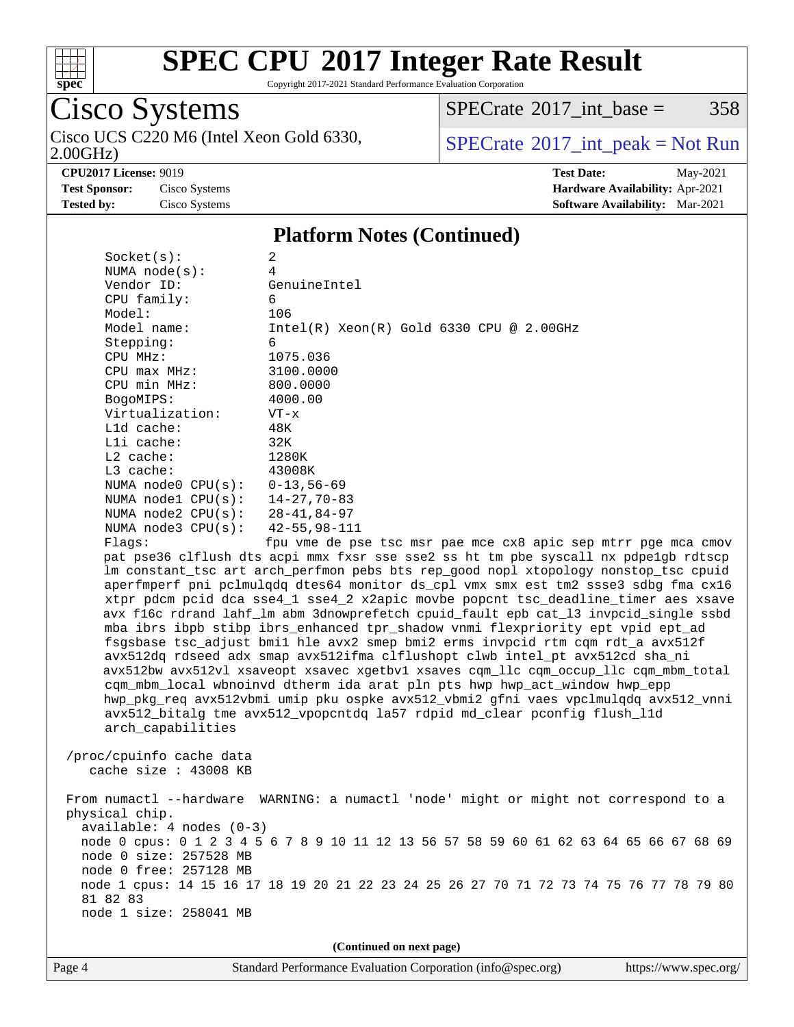# SPEC CPU 2017 Integer Rate Result

Copyright 2017-2021 Standard Performance Evaluation Corporation

## Cisco Systems

Cisco UCS C220 M6 (Intel Xeon Gold 6330, 2.00GHz)

SPECrate 2017_int_base = 358

SPECrate 2017_int_peak = Not Run

**CPU2017 License:** 9019
**Test Sponsor:** Cisco Systems
**Tested by:** Cisco Systems

**Test Date:** May-2021
**Hardware Availability:** Apr-2021
**Software Availability:** Mar-2021

### Platform Notes (Continued)

```
    Socket(s):            2
    NUMA node(s):         4
    Vendor ID:            GenuineIntel
    CPU family:           6
    Model:                106
    Model name:           Intel(R) Xeon(R) Gold 6330 CPU @ 2.00GHz
    Stepping:             6
    CPU MHz:              1075.036
    CPU max MHz:          3100.0000
    CPU min MHz:          800.0000
    BogoMIPS:             4000.00
    Virtualization:       VT-x
    L1d cache:            48K
    L1i cache:            32K
    L2 cache:             1280K
    L3 cache:             43008K
    NUMA node0 CPU(s):    0-13,56-69
    NUMA node1 CPU(s):    14-27,70-83
    NUMA node2 CPU(s):    28-41,84-97
    NUMA node3 CPU(s):    42-55,98-111
    Flags:                fpu vme de pse tsc msr pae mce cx8 apic sep mtrr pge mca cmov
    pat pse36 clflush dts acpi mmx fxsr sse sse2 ss ht tm pbe syscall nx pdpe1gb rdtscp
    lm constant_tsc art arch_perfmon pebs bts rep_good nopl xtopology nonstop_tsc cpuid
    aperfmperf pni pclmulqdq dtes64 monitor ds_cpl vmx smx est tm2 ssse3 sdbg fma cx16
    xtpr pdcm pcid dca sse4_1 sse4_2 x2apic movbe popcnt tsc_deadline_timer aes xsave
    avx f16c rdrand lahf_lm abm 3dnowprefetch cpuid_fault epb cat_l3 invpcid_single ssbd
    mba ibrs ibpb stibp ibrs_enhanced tpr_shadow vnmi flexpriority ept vpid ept_ad
    fsgsbase tsc_adjust bmi1 hle avx2 smep bmi2 erms invpcid rtm cqm rdt_a avx512f
    avx512dq rdseed adx smap avx512ifma clflushopt clwb intel_pt avx512cd sha_ni
    avx512bw avx512vl xsaveopt xsavec xgetbv1 xsaves cqm_llc cqm_occup_llc cqm_mbm_total
    cqm_mbm_local wbnoinvd dtherm ida arat pln pts hwp hwp_act_window hwp_epp
    hwp_pkg_req avx512vbmi umip pku ospke avx512_vbmi2 gfni vaes vpclmulqdq avx512_vnni
    avx512_bitalg tme avx512_vpopcntdq la57 rdpid md_clear pconfig flush_l1d
    arch_capabilities

 /proc/cpuinfo cache data
    cache size : 43008 KB

 From numactl --hardware  WARNING: a numactl 'node' might or might not correspond to a
 physical chip.
   available: 4 nodes (0-3)
   node 0 cpus: 0 1 2 3 4 5 6 7 8 9 10 11 12 13 56 57 58 59 60 61 62 63 64 65 66 67 68 69
   node 0 size: 257528 MB
   node 0 free: 257128 MB
   node 1 cpus: 14 15 16 17 18 19 20 21 22 23 24 25 26 27 70 71 72 73 74 75 76 77 78 79 80
   81 82 83
   node 1 size: 258041 MB
```

(Continued on next page)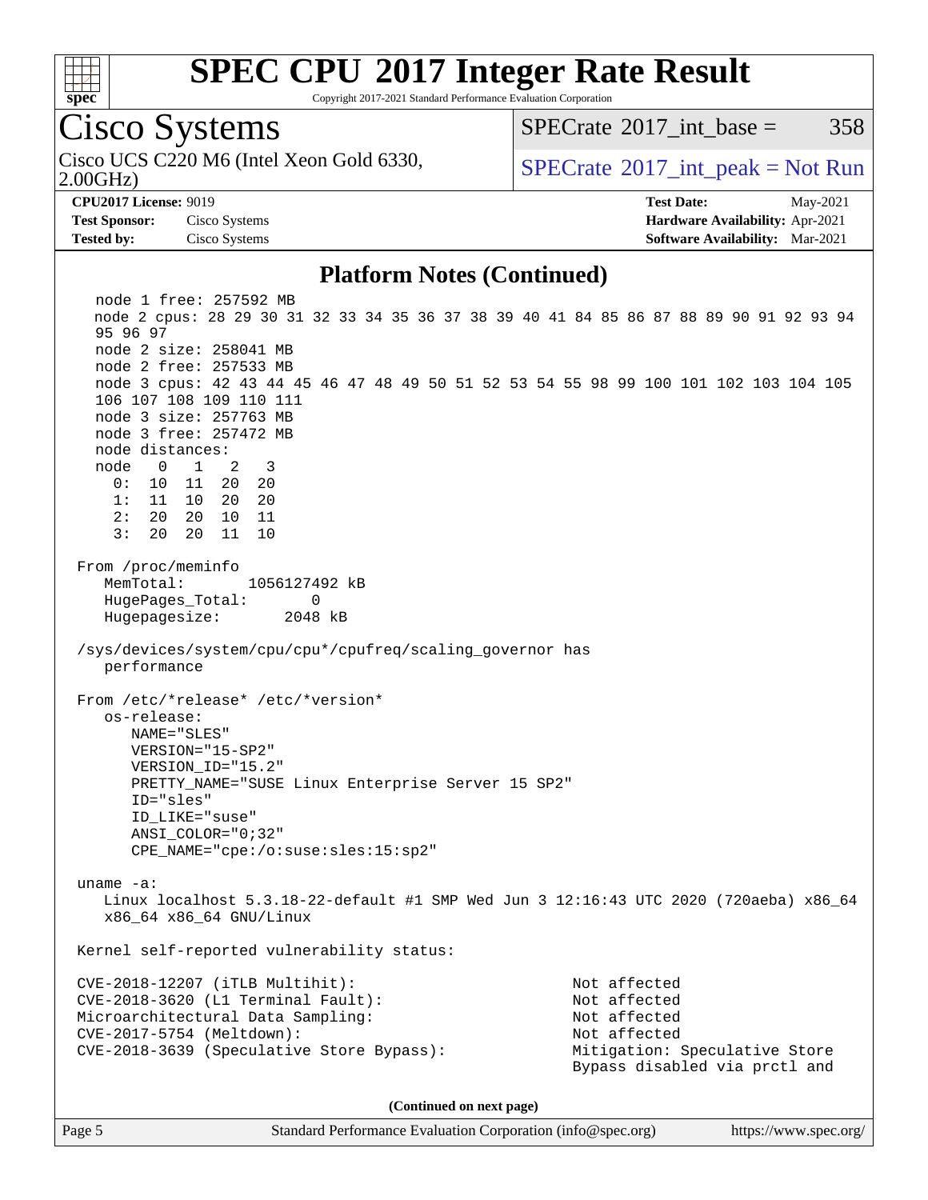# SPEC CPU 2017 Integer Rate Result

Copyright 2017-2021 Standard Performance Evaluation Corporation

## Cisco Systems

Cisco UCS C220 M6 (Intel Xeon Gold 6330, 2.00GHz)

SPECrate 2017_int_base = 358

SPECrate 2017_int_peak = Not Run

**CPU2017 License:** 9019
**Test Sponsor:** Cisco Systems
**Tested by:** Cisco Systems

**Test Date:** May-2021
**Hardware Availability:** Apr-2021
**Software Availability:** Mar-2021

## Platform Notes (Continued)

```
    node 1 free: 257592 MB
    node 2 cpus: 28 29 30 31 32 33 34 35 36 37 38 39 40 41 84 85 86 87 88 89 90 91 92 93 94
    95 96 97
    node 2 size: 258041 MB
    node 2 free: 257533 MB
    node 3 cpus: 42 43 44 45 46 47 48 49 50 51 52 53 54 55 98 99 100 101 102 103 104 105
    106 107 108 109 110 111
    node 3 size: 257763 MB
    node 3 free: 257472 MB
    node distances:
    node   0   1   2   3
      0:  10  11  20  20
      1:  11  10  20  20
      2:  20  20  10  11
      3:  20  20  11  10

 From /proc/meminfo
    MemTotal:       1056127492 kB
    HugePages_Total:       0
    Hugepagesize:       2048 kB

 /sys/devices/system/cpu/cpu*/cpufreq/scaling_governor has
    performance

 From /etc/*release* /etc/*version*
    os-release:
       NAME="SLES"
       VERSION="15-SP2"
       VERSION_ID="15.2"
       PRETTY_NAME="SUSE Linux Enterprise Server 15 SP2"
       ID="sles"
       ID_LIKE="suse"
       ANSI_COLOR="0;32"
       CPE_NAME="cpe:/o:suse:sles:15:sp2"

 uname -a:
    Linux localhost 5.3.18-22-default #1 SMP Wed Jun 3 12:16:43 UTC 2020 (720aeba) x86_64
    x86_64 x86_64 GNU/Linux

 Kernel self-reported vulnerability status:

 CVE-2018-12207 (iTLB Multihit):                          Not affected
 CVE-2018-3620 (L1 Terminal Fault):                       Not affected
 Microarchitectural Data Sampling:                        Not affected
 CVE-2017-5754 (Meltdown):                                Not affected
 CVE-2018-3639 (Speculative Store Bypass):                Mitigation: Speculative Store
                                                          Bypass disabled via prctl and
```

(Continued on next page)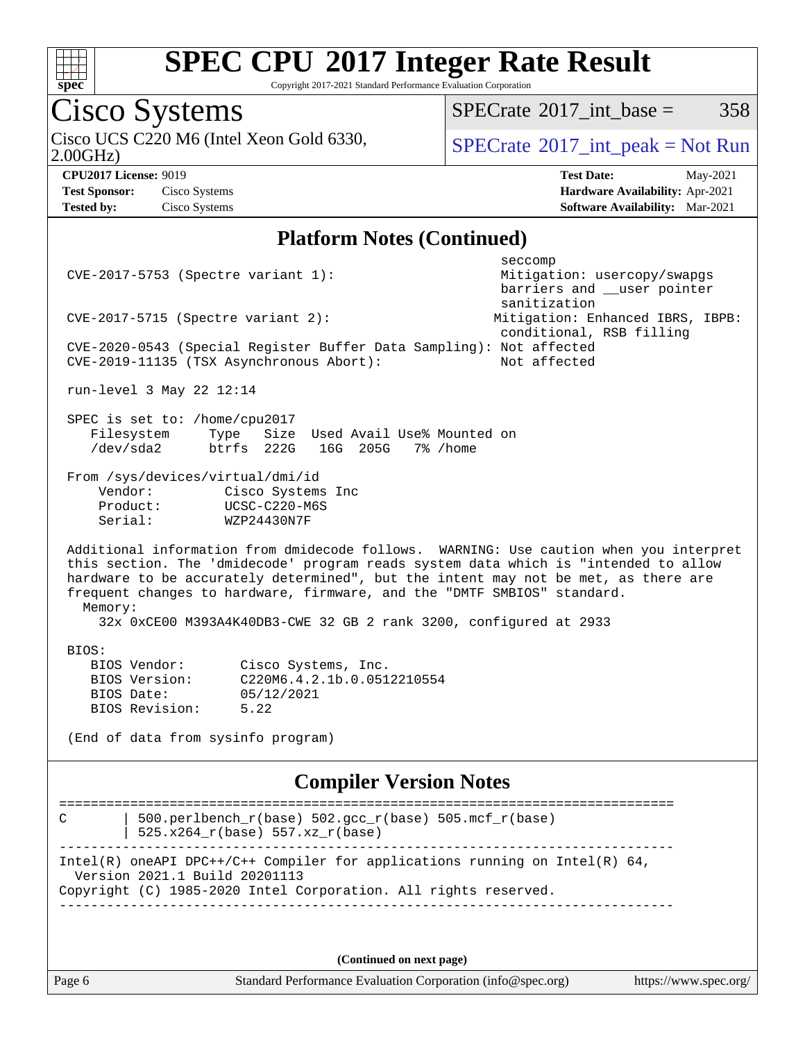# SPEC CPU 2017 Integer Rate Result

Copyright 2017-2021 Standard Performance Evaluation Corporation

**Cisco Systems**

Cisco UCS C220 M6 (Intel Xeon Gold 6330, 2.00GHz)

SPECrate 2017_int_base = 358

SPECrate 2017_int_peak = Not Run

**CPU2017 License:** 9019
**Test Sponsor:** Cisco Systems
**Tested by:** Cisco Systems

**Test Date:** May-2021
**Hardware Availability:** Apr-2021
**Software Availability:** Mar-2021

## Platform Notes (Continued)

```
                                                           seccomp
CVE-2017-5753 (Spectre variant 1):                         Mitigation: usercopy/swapgs
                                                           barriers and __user pointer
                                                           sanitization
CVE-2017-5715 (Spectre variant 2):                        Mitigation: Enhanced IBRS, IBPB:
                                                           conditional, RSB filling
CVE-2020-0543 (Special Register Buffer Data Sampling):  Not affected
CVE-2019-11135 (TSX Asynchronous Abort):                  Not affected

run-level 3 May 22 12:14

SPEC is set to: /home/cpu2017
   Filesystem     Type   Size  Used Avail Use% Mounted on
   /dev/sda2      btrfs  222G   16G  205G   7% /home

From /sys/devices/virtual/dmi/id
    Vendor:         Cisco Systems Inc
    Product:        UCSC-C220-M6S
    Serial:         WZP24430N7F

Additional information from dmidecode follows.  WARNING: Use caution when you interpret
this section. The 'dmidecode' program reads system data which is "intended to allow
hardware to be accurately determined", but the intent may not be met, as there are
frequent changes to hardware, firmware, and the "DMTF SMBIOS" standard.
  Memory:
    32x 0xCE00 M393A4K40DB3-CWE 32 GB 2 rank 3200, configured at 2933

BIOS:
   BIOS Vendor:       Cisco Systems, Inc.
   BIOS Version:      C220M6.4.2.1b.0.0512210554
   BIOS Date:         05/12/2021
   BIOS Revision:     5.22

(End of data from sysinfo program)
```

## Compiler Version Notes

```
==============================================================================
C       | 500.perlbench_r(base) 502.gcc_r(base) 505.mcf_r(base)
        | 525.x264_r(base) 557.xz_r(base)
------------------------------------------------------------------------------
Intel(R) oneAPI DPC++/C++ Compiler for applications running on Intel(R) 64,
  Version 2021.1 Build 20201113
Copyright (C) 1985-2020 Intel Corporation. All rights reserved.
------------------------------------------------------------------------------
```

**(Continued on next page)**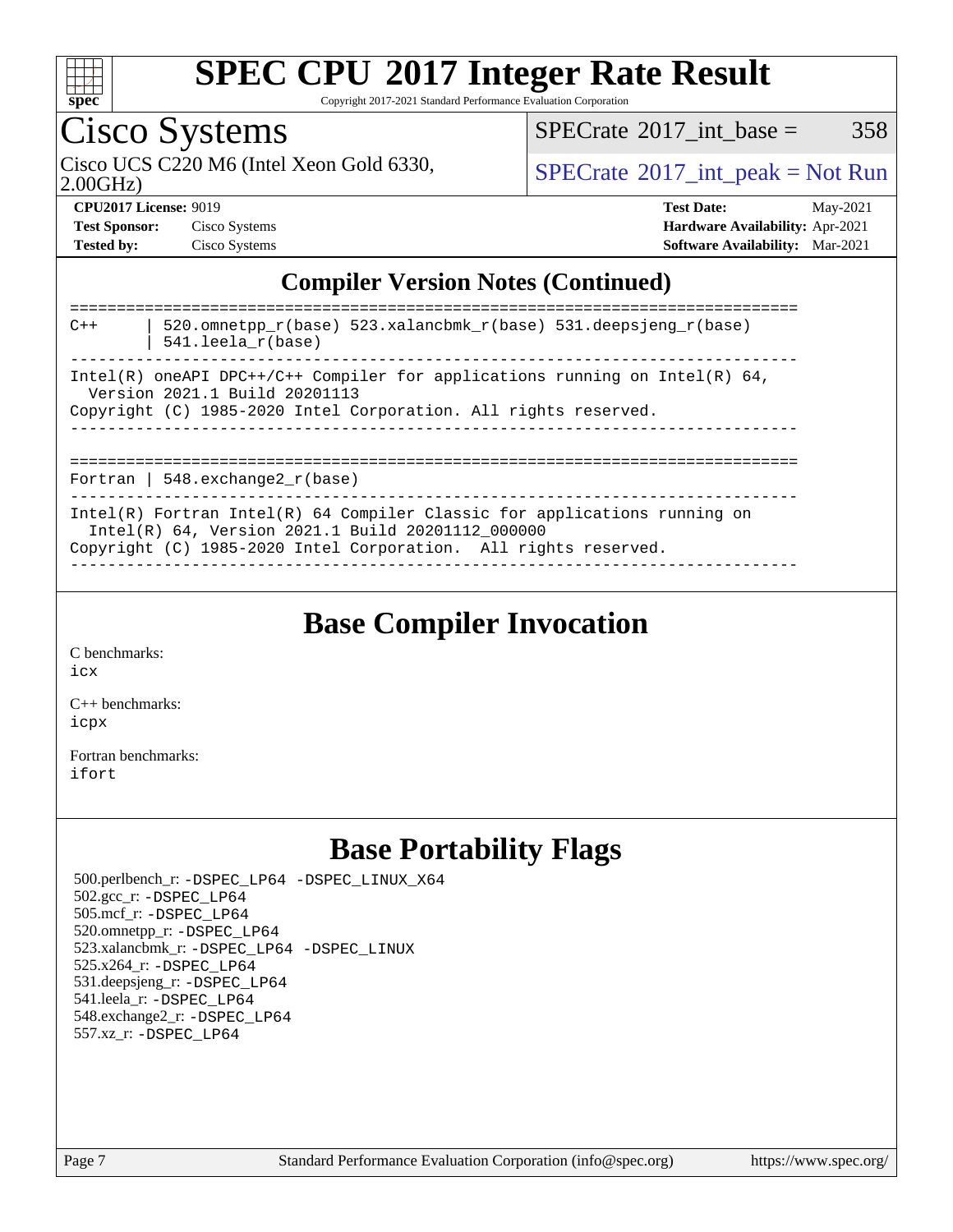## Compiler Version Notes (Continued)

```
==============================================================================
C++     | 520.omnetpp_r(base) 523.xalancbmk_r(base) 531.deepsjeng_r(base)
        | 541.leela_r(base)
------------------------------------------------------------------------------
Intel(R) oneAPI DPC++/C++ Compiler for applications running on Intel(R) 64,
  Version 2021.1 Build 20201113
Copyright (C) 1985-2020 Intel Corporation. All rights reserved.
------------------------------------------------------------------------------

==============================================================================
Fortran | 548.exchange2_r(base)
------------------------------------------------------------------------------
Intel(R) Fortran Intel(R) 64 Compiler Classic for applications running on
  Intel(R) 64, Version 2021.1 Build 20201112_000000
Copyright (C) 1985-2020 Intel Corporation.  All rights reserved.
------------------------------------------------------------------------------
```

## Base Compiler Invocation

C benchmarks:
icx

C++ benchmarks:
icpx

Fortran benchmarks:
ifort

## Base Portability Flags

500.perlbench_r: -DSPEC_LP64 -DSPEC_LINUX_X64
502.gcc_r: -DSPEC_LP64
505.mcf_r: -DSPEC_LP64
520.omnetpp_r: -DSPEC_LP64
523.xalancbmk_r: -DSPEC_LP64 -DSPEC_LINUX
525.x264_r: -DSPEC_LP64
531.deepsjeng_r: -DSPEC_LP64
541.leela_r: -DSPEC_LP64
548.exchange2_r: -DSPEC_LP64
557.xz_r: -DSPEC_LP64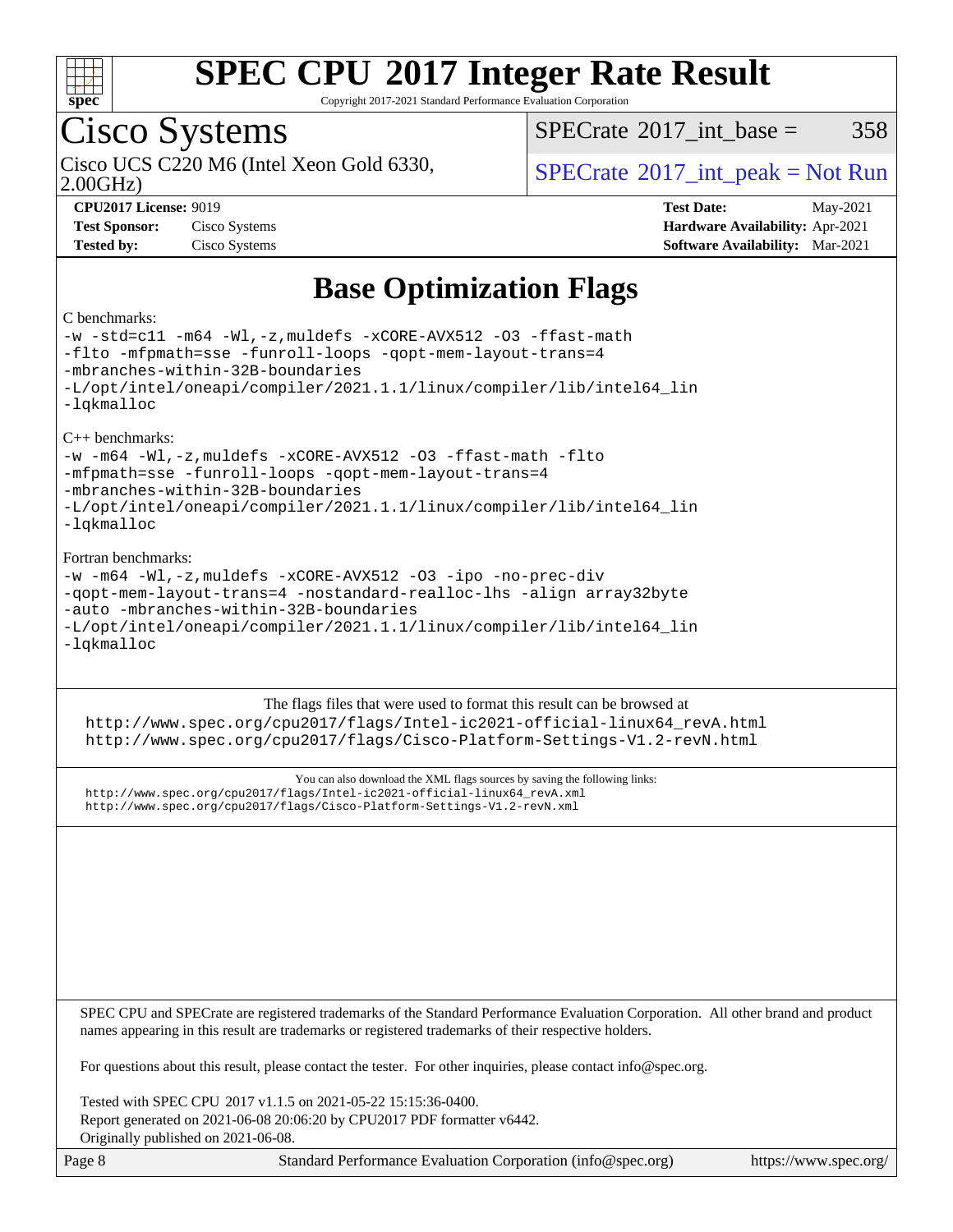# Base Optimization Flags

C benchmarks:

```
-w -std=c11 -m64 -Wl,-z,muldefs -xCORE-AVX512 -O3 -ffast-math
-flto -mfpmath=sse -funroll-loops -qopt-mem-layout-trans=4
-mbranches-within-32B-boundaries
-L/opt/intel/oneapi/compiler/2021.1.1/linux/compiler/lib/intel64_lin
-lqkmalloc
```

C++ benchmarks:

```
-w -m64 -Wl,-z,muldefs -xCORE-AVX512 -O3 -ffast-math -flto
-mfpmath=sse -funroll-loops -qopt-mem-layout-trans=4
-mbranches-within-32B-boundaries
-L/opt/intel/oneapi/compiler/2021.1.1/linux/compiler/lib/intel64_lin
-lqkmalloc
```

Fortran benchmarks:

```
-w -m64 -Wl,-z,muldefs -xCORE-AVX512 -O3 -ipo -no-prec-div
-qopt-mem-layout-trans=4 -nostandard-realloc-lhs -align array32byte
-auto -mbranches-within-32B-boundaries
-L/opt/intel/oneapi/compiler/2021.1.1/linux/compiler/lib/intel64_lin
-lqkmalloc
```

The flags files that were used to format this result can be browsed at
http://www.spec.org/cpu2017/flags/Intel-ic2021-official-linux64_revA.html
http://www.spec.org/cpu2017/flags/Cisco-Platform-Settings-V1.2-revN.html

You can also download the XML flags sources by saving the following links:
http://www.spec.org/cpu2017/flags/Intel-ic2021-official-linux64_revA.xml
http://www.spec.org/cpu2017/flags/Cisco-Platform-Settings-V1.2-revN.xml

SPEC CPU and SPECrate are registered trademarks of the Standard Performance Evaluation Corporation. All other brand and product names appearing in this result are trademarks or registered trademarks of their respective holders.

For questions about this result, please contact the tester. For other inquiries, please contact info@spec.org.

Tested with SPEC CPU 2017 v1.1.5 on 2021-05-22 15:15:36-0400.
Report generated on 2021-06-08 20:06:20 by CPU2017 PDF formatter v6442.
Originally published on 2021-06-08.